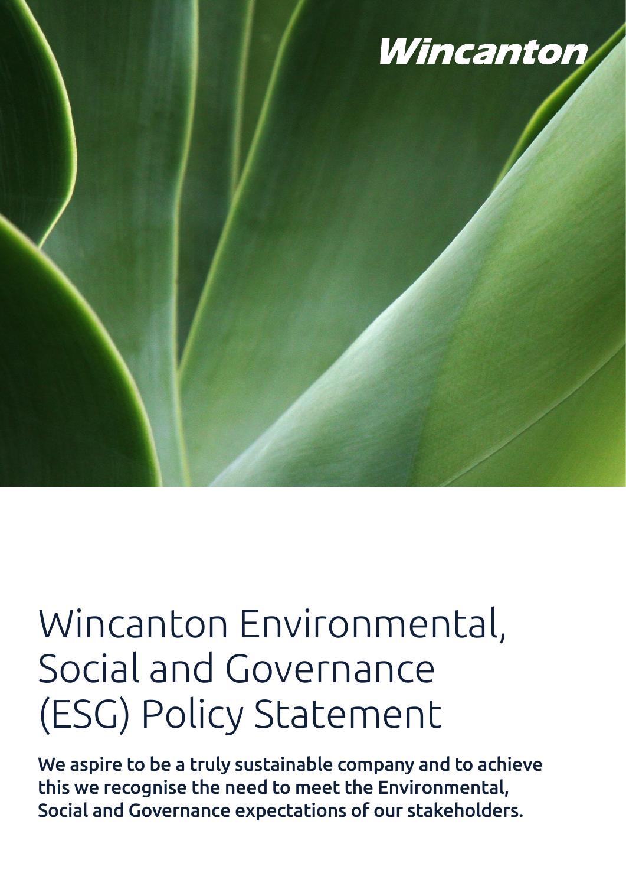Wincanton

# Wincanton Environmental, Social and Governance (ESG) Policy Statement

**We aspire to be a truly sustainable company and to achieve this we recognise the need to meet the Environmental, Social and Governance expectations of our stakeholders.**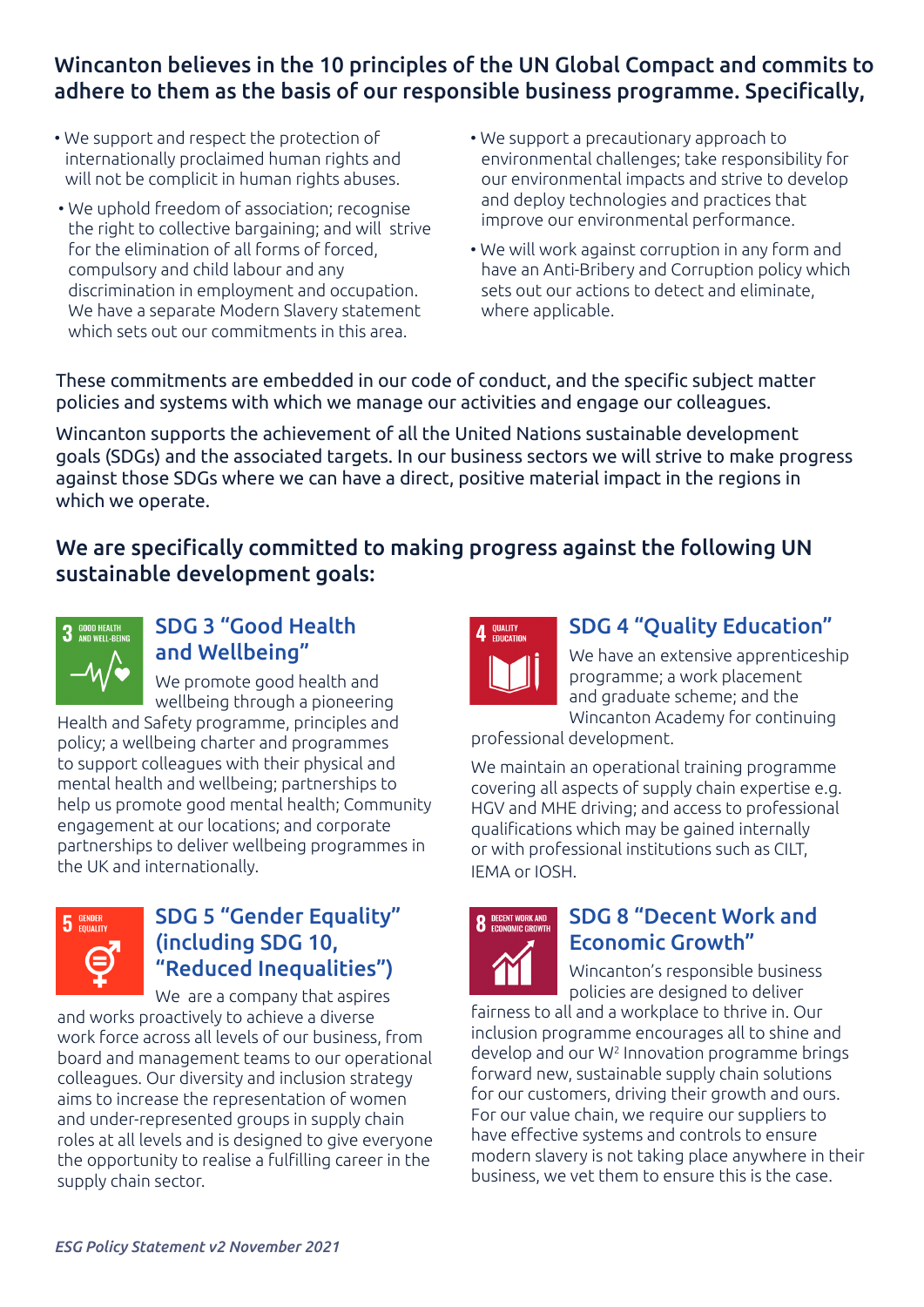## Wincanton believes in the 10 principles of the UN Global Compact and commits to adhere to them as the basis of our responsible business programme. Specifically,

- We support and respect the protection of internationally proclaimed human rights and will not be complicit in human rights abuses.
- We uphold freedom of association; recognise the right to collective bargaining; and will strive for the elimination of all forms of forced, compulsory and child labour and any discrimination in employment and occupation. We have a separate Modern Slavery statement which sets out our commitments in this area.
- We support a precautionary approach to environmental challenges; take responsibility for our environmental impacts and strive to develop and deploy technologies and practices that improve our environmental performance.
- We will work against corruption in any form and have an Anti-Bribery and Corruption policy which sets out our actions to detect and eliminate, where applicable.

These commitments are embedded in our code of conduct, and the specific subject matter policies and systems with which we manage our activities and engage our colleagues.

Wincanton supports the achievement of all the United Nations sustainable development goals (SDGs) and the associated targets. In our business sectors we will strive to make progress against those SDGs where we can have a direct, positive material impact in the regions in which we operate.

## We are specifically committed to making progress against the following UN sustainable development goals:

### SDG 3 "Good Health and Wellbeing"

We promote good health and wellbeing through a pioneering Health and Safety programme, principles and policy; a wellbeing charter and programmes to support colleagues with their physical and mental health and wellbeing; partnerships to help us promote good mental health; Community engagement at our locations; and corporate partnerships to deliver wellbeing programmes in the UK and internationally.

### SDG 4 "Quality Education"

We have an extensive apprenticeship programme; a work placement and graduate scheme; and the Wincanton Academy for continuing professional development.

We maintain an operational training programme covering all aspects of supply chain expertise e.g. HGV and MHE driving; and access to professional qualifications which may be gained internally or with professional institutions such as CILT, IEMA or IOSH.

### SDG 5 "Gender Equality" (including SDG 10, "Reduced Inequalities")

We are a company that aspires and works proactively to achieve a diverse work force across all levels of our business, from board and management teams to our operational colleagues. Our diversity and inclusion strategy aims to increase the representation of women and under-represented groups in supply chain roles at all levels and is designed to give everyone the opportunity to realise a fulfilling career in the supply chain sector.

### SDG 8 "Decent Work and Economic Growth"

Wincanton's responsible business policies are designed to deliver fairness to all and a workplace to thrive in. Our inclusion programme encourages all to shine and develop and our W² Innovation programme brings forward new, sustainable supply chain solutions for our customers, driving their growth and ours. For our value chain, we require our suppliers to have effective systems and controls to ensure modern slavery is not taking place anywhere in their business, we vet them to ensure this is the case.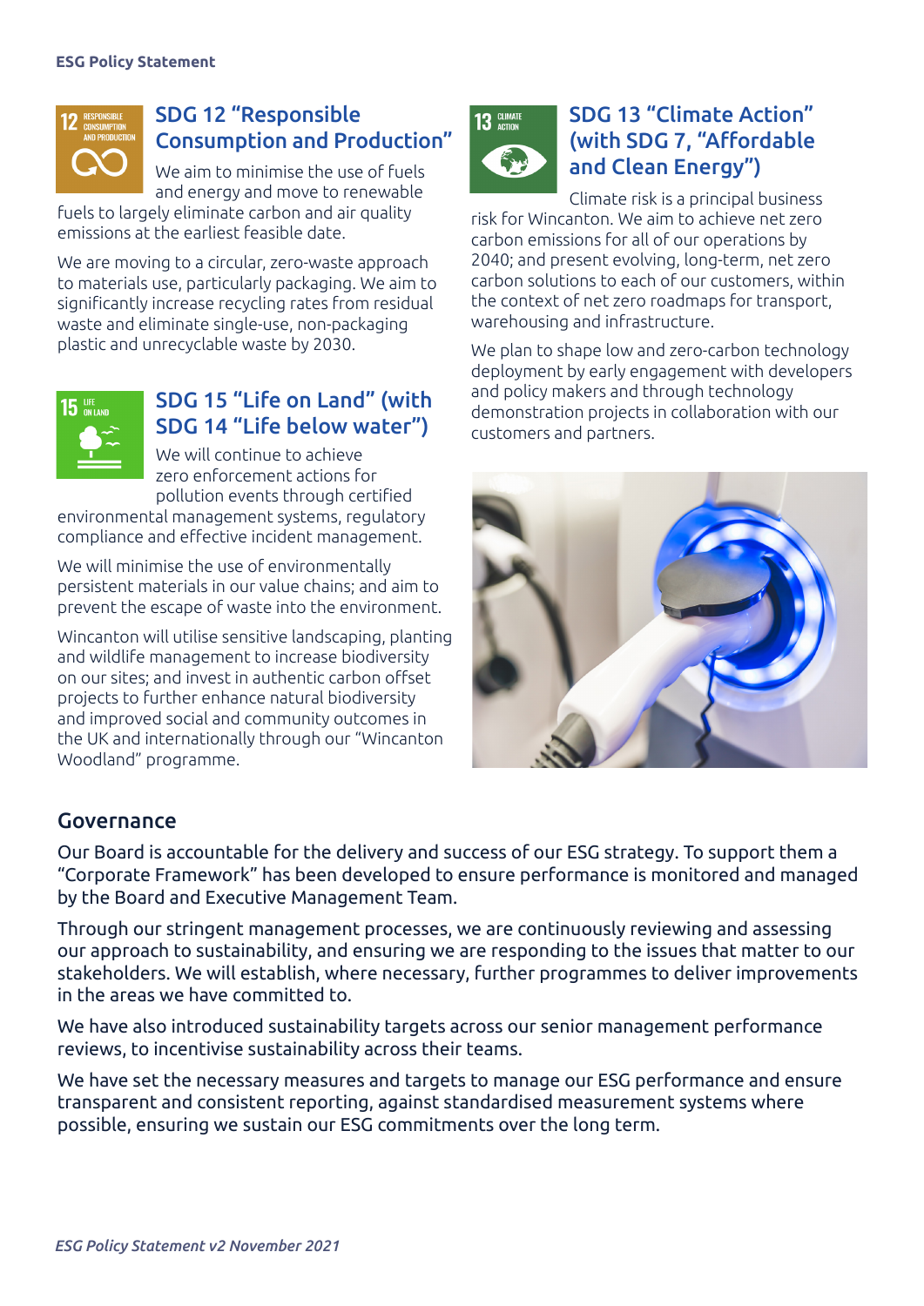### SDG 12 "Responsible Consumption and Production"

We aim to minimise the use of fuels and energy and move to renewable fuels to largely eliminate carbon and air quality emissions at the earliest feasible date.

We are moving to a circular, zero-waste approach to materials use, particularly packaging. We aim to significantly increase recycling rates from residual waste and eliminate single-use, non-packaging plastic and unrecyclable waste by 2030.

### SDG 15 "Life on Land" (with SDG 14 "Life below water")

We will continue to achieve zero enforcement actions for pollution events through certified environmental management systems, regulatory compliance and effective incident management.

We will minimise the use of environmentally persistent materials in our value chains; and aim to prevent the escape of waste into the environment.

Wincanton will utilise sensitive landscaping, planting and wildlife management to increase biodiversity on our sites; and invest in authentic carbon offset projects to further enhance natural biodiversity and improved social and community outcomes in the UK and internationally through our "Wincanton Woodland" programme.

### SDG 13 "Climate Action" (with SDG 7, "Affordable and Clean Energy")

Climate risk is a principal business risk for Wincanton. We aim to achieve net zero carbon emissions for all of our operations by 2040; and present evolving, long-term, net zero carbon solutions to each of our customers, within the context of net zero roadmaps for transport, warehousing and infrastructure.

We plan to shape low and zero-carbon technology deployment by early engagement with developers and policy makers and through technology demonstration projects in collaboration with our customers and partners.

## Governance

Our Board is accountable for the delivery and success of our ESG strategy. To support them a "Corporate Framework" has been developed to ensure performance is monitored and managed by the Board and Executive Management Team.

Through our stringent management processes, we are continuously reviewing and assessing our approach to sustainability, and ensuring we are responding to the issues that matter to our stakeholders. We will establish, where necessary, further programmes to deliver improvements in the areas we have committed to.

We have also introduced sustainability targets across our senior management performance reviews, to incentivise sustainability across their teams.

We have set the necessary measures and targets to manage our ESG performance and ensure transparent and consistent reporting, against standardised measurement systems where possible, ensuring we sustain our ESG commitments over the long term.